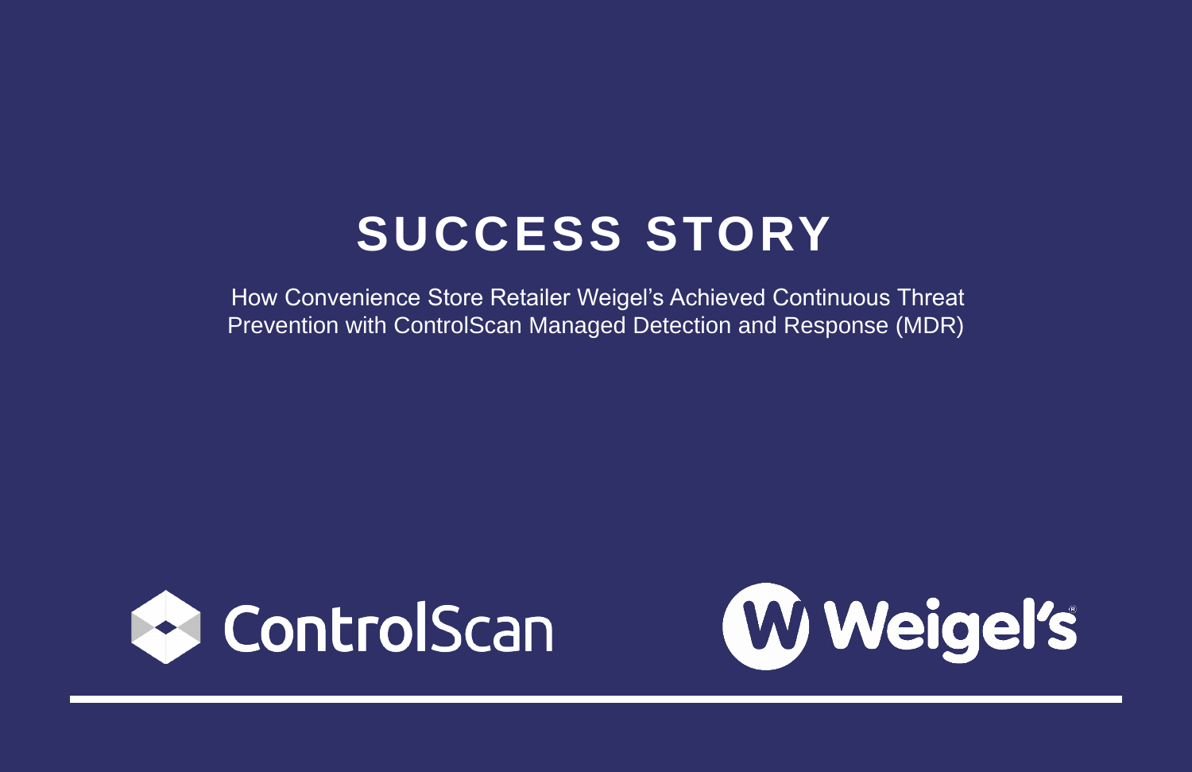# SUCCESS STORY

How Convenience Store Retailer Weigel's Achieved Continuous Threat Prevention with ControlScan Managed Detection and Response (MDR)

ControlScan

Weigel's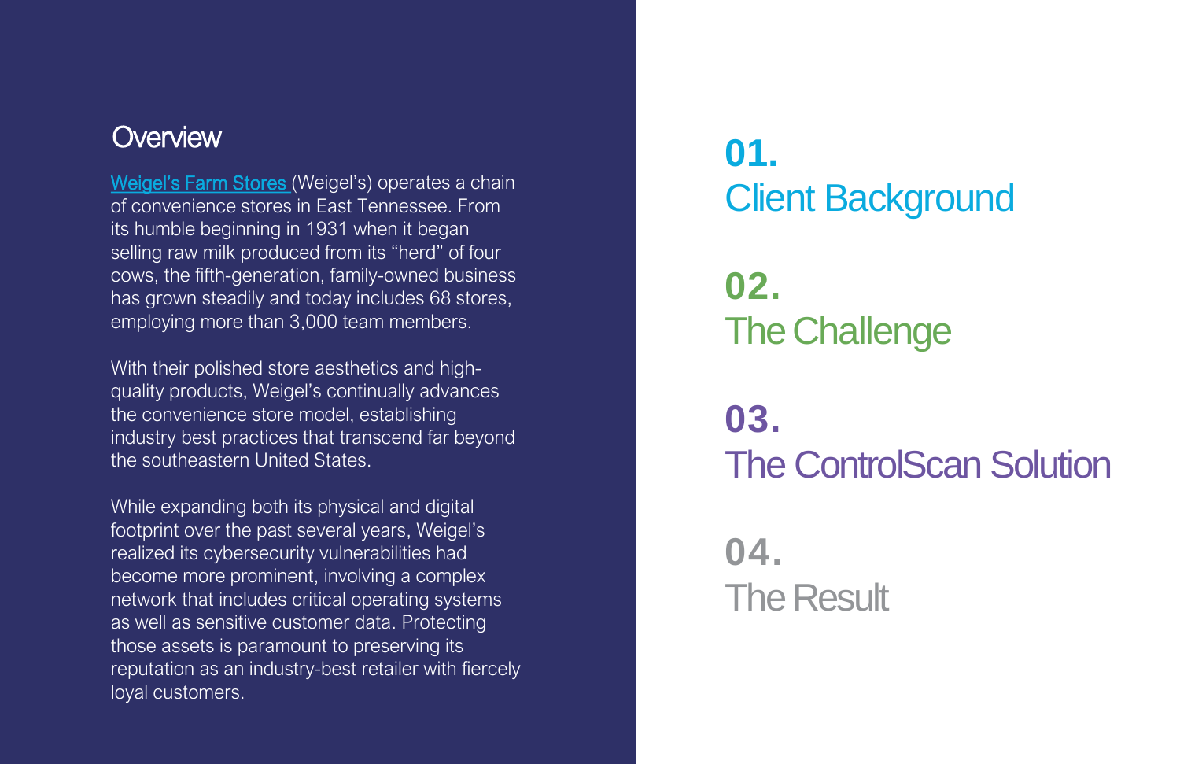## Overview

Weigel's Farm Stores (Weigel's) operates a chain of convenience stores in East Tennessee. From its humble beginning in 1931 when it began selling raw milk produced from its "herd" of four cows, the fifth-generation, family-owned business has grown steadily and today includes 68 stores, employing more than 3,000 team members.

With their polished store aesthetics and high-quality products, Weigel's continually advances the convenience store model, establishing industry best practices that transcend far beyond the southeastern United States.

While expanding both its physical and digital footprint over the past several years, Weigel's realized its cybersecurity vulnerabilities had become more prominent, involving a complex network that includes critical operating systems as well as sensitive customer data. Protecting those assets is paramount to preserving its reputation as an industry-best retailer with fiercely loyal customers.

**01.**
Client Background

**02.**
The Challenge

**03.**
The ControlScan Solution

**04.**
The Result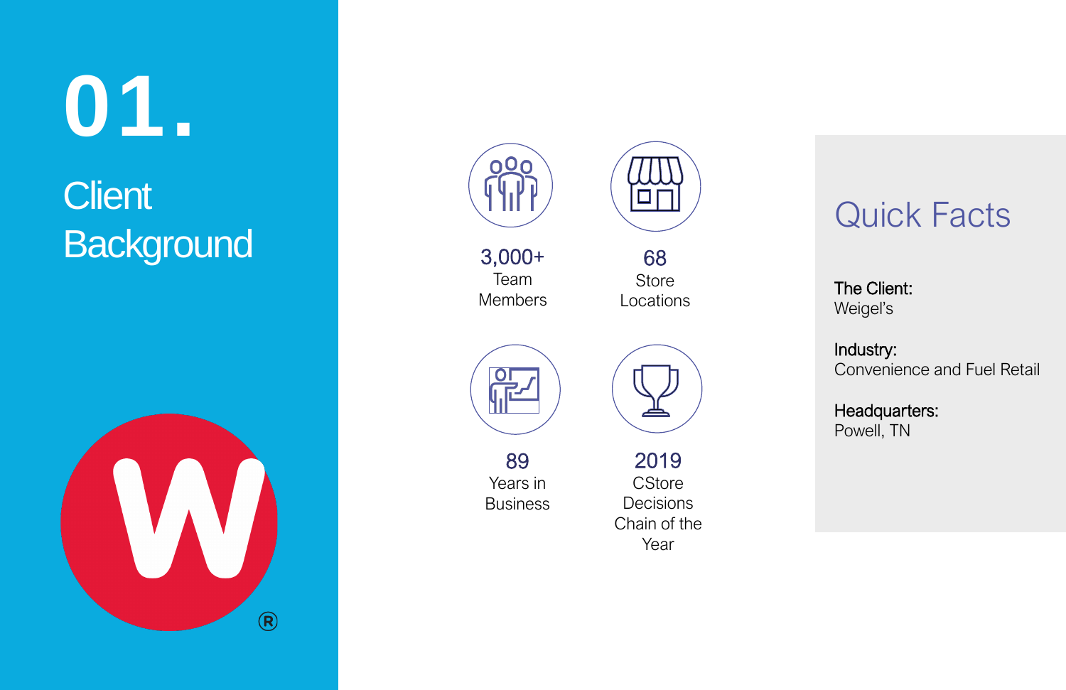# 01. Client Background

**3,000+**
Team Members

**68**
Store Locations

**89**
Years in Business

**2019**
CStore Decisions Chain of the Year

## Quick Facts

**The Client:**
Weigel's

**Industry:**
Convenience and Fuel Retail

**Headquarters:**
Powell, TN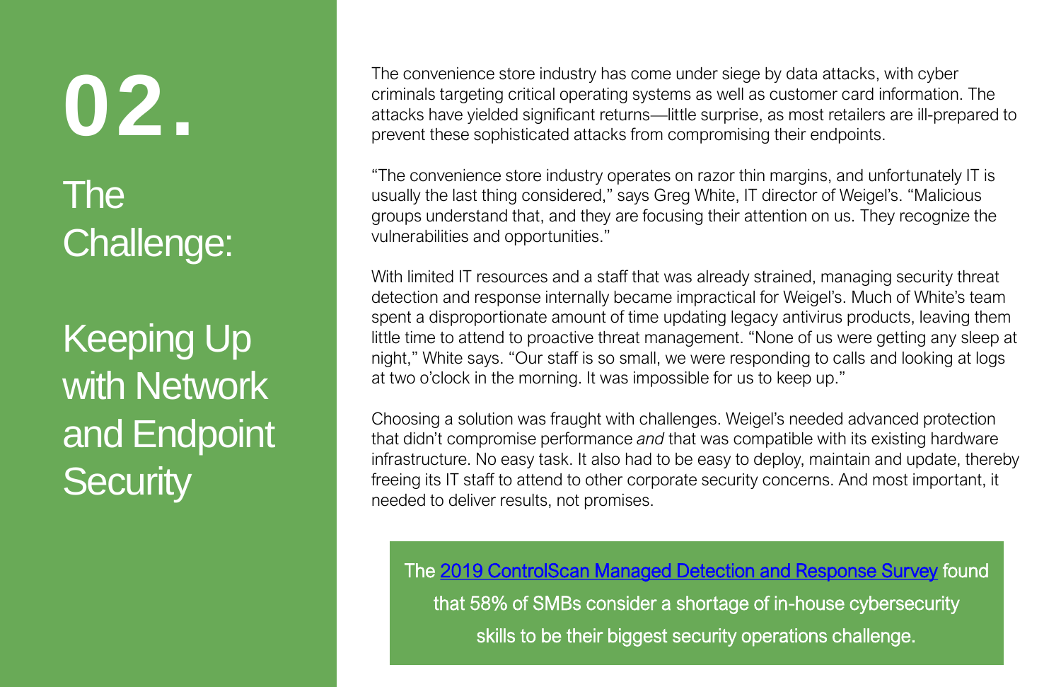# 02.

## The Challenge:

## Keeping Up with Network and Endpoint Security

The convenience store industry has come under siege by data attacks, with cyber criminals targeting critical operating systems as well as customer card information. The attacks have yielded significant returns—little surprise, as most retailers are ill-prepared to prevent these sophisticated attacks from compromising their endpoints.

"The convenience store industry operates on razor thin margins, and unfortunately IT is usually the last thing considered," says Greg White, IT director of Weigel's. "Malicious groups understand that, and they are focusing their attention on us. They recognize the vulnerabilities and opportunities."

With limited IT resources and a staff that was already strained, managing security threat detection and response internally became impractical for Weigel's. Much of White's team spent a disproportionate amount of time updating legacy antivirus products, leaving them little time to attend to proactive threat management. "None of us were getting any sleep at night," White says. "Our staff is so small, we were responding to calls and looking at logs at two o'clock in the morning. It was impossible for us to keep up."

Choosing a solution was fraught with challenges. Weigel's needed advanced protection that didn't compromise performance *and* that was compatible with its existing hardware infrastructure. No easy task. It also had to be easy to deploy, maintain and update, thereby freeing its IT staff to attend to other corporate security concerns. And most important, it needed to deliver results, not promises.

> The 2019 ControlScan Managed Detection and Response Survey found that 58% of SMBs consider a shortage of in-house cybersecurity skills to be their biggest security operations challenge.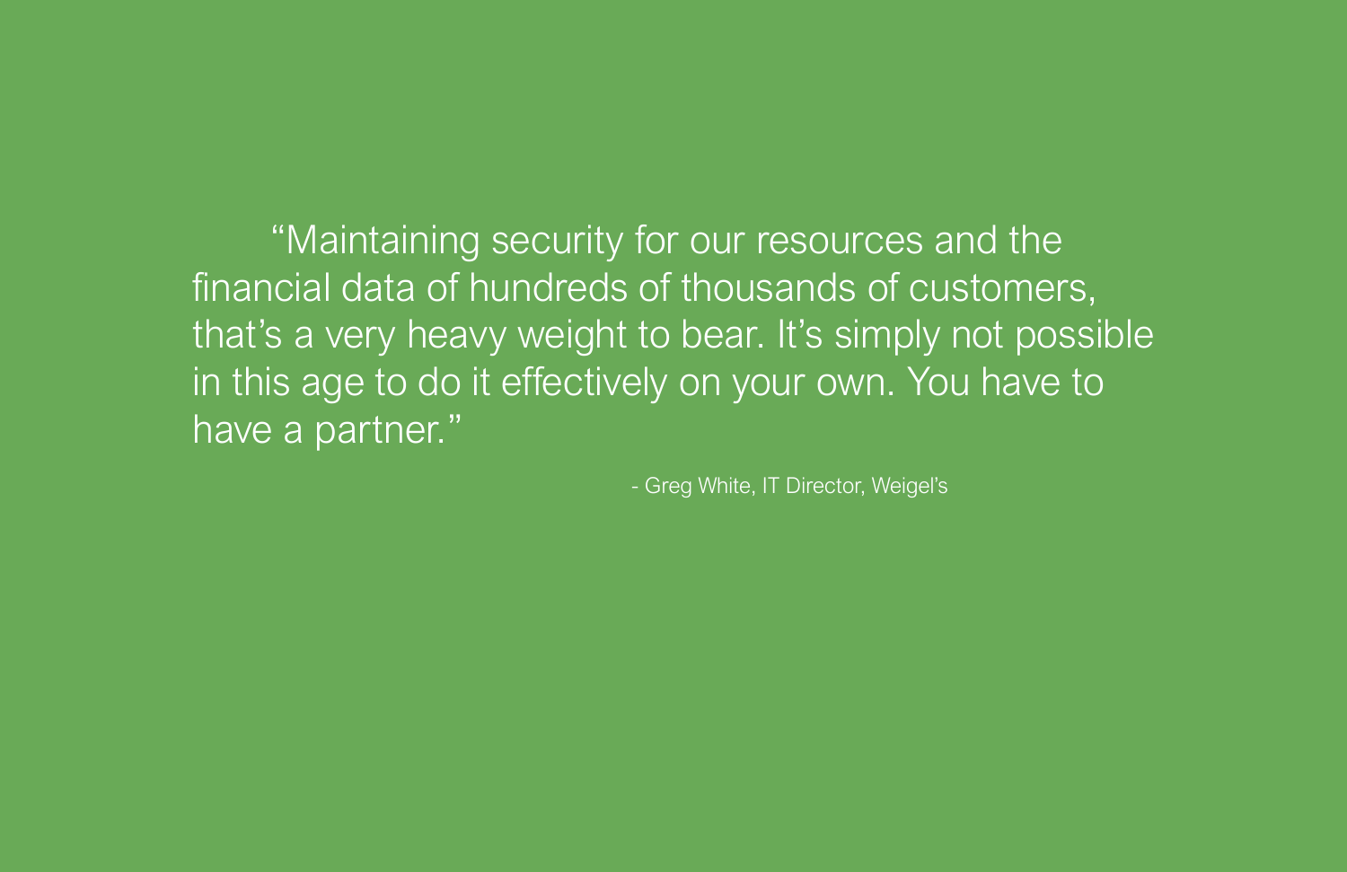> "Maintaining security for our resources and the financial data of hundreds of thousands of customers, that's a very heavy weight to bear. It's simply not possible in this age to do it effectively on your own. You have to have a partner."
>
> - Greg White, IT Director, Weigel's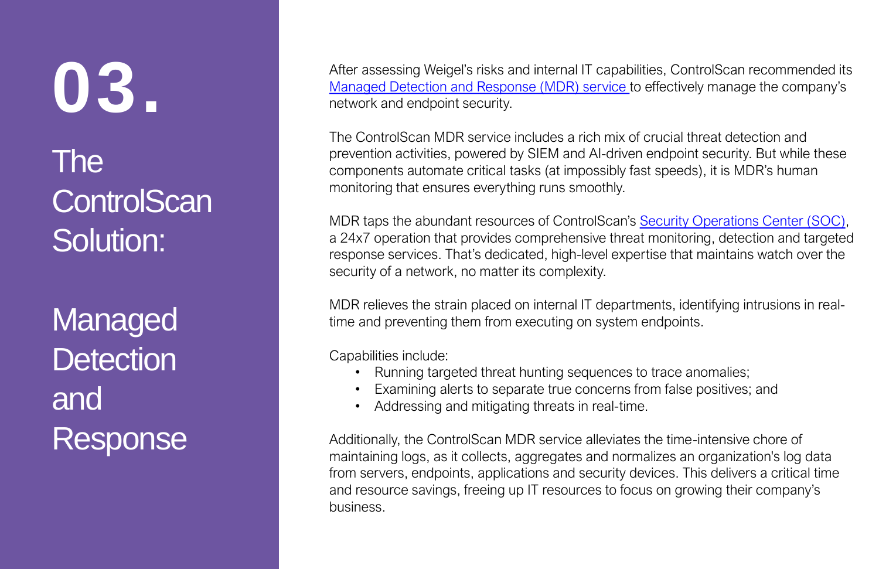# 03.

# The ControlScan Solution: Managed Detection and Response

After assessing Weigel's risks and internal IT capabilities, ControlScan recommended its Managed Detection and Response (MDR) service to effectively manage the company's network and endpoint security.

The ControlScan MDR service includes a rich mix of crucial threat detection and prevention activities, powered by SIEM and AI-driven endpoint security. But while these components automate critical tasks (at impossibly fast speeds), it is MDR's human monitoring that ensures everything runs smoothly.

MDR taps the abundant resources of ControlScan's Security Operations Center (SOC), a 24x7 operation that provides comprehensive threat monitoring, detection and targeted response services. That's dedicated, high-level expertise that maintains watch over the security of a network, no matter its complexity.

MDR relieves the strain placed on internal IT departments, identifying intrusions in real-time and preventing them from executing on system endpoints.

Capabilities include:

- Running targeted threat hunting sequences to trace anomalies;
- Examining alerts to separate true concerns from false positives; and
- Addressing and mitigating threats in real-time.

Additionally, the ControlScan MDR service alleviates the time-intensive chore of maintaining logs, as it collects, aggregates and normalizes an organization's log data from servers, endpoints, applications and security devices. This delivers a critical time and resource savings, freeing up IT resources to focus on growing their company's business.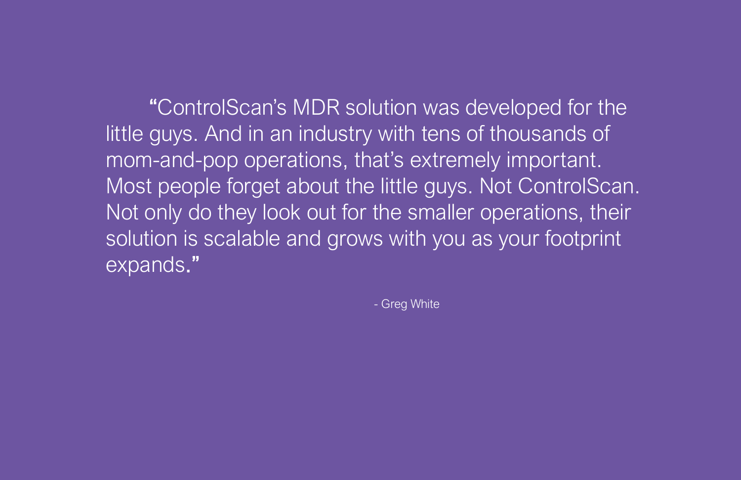"ControlScan's MDR solution was developed for the little guys. And in an industry with tens of thousands of mom-and-pop operations, that's extremely important. Most people forget about the little guys. Not ControlScan. Not only do they look out for the smaller operations, their solution is scalable and grows with you as your footprint expands."

- Greg White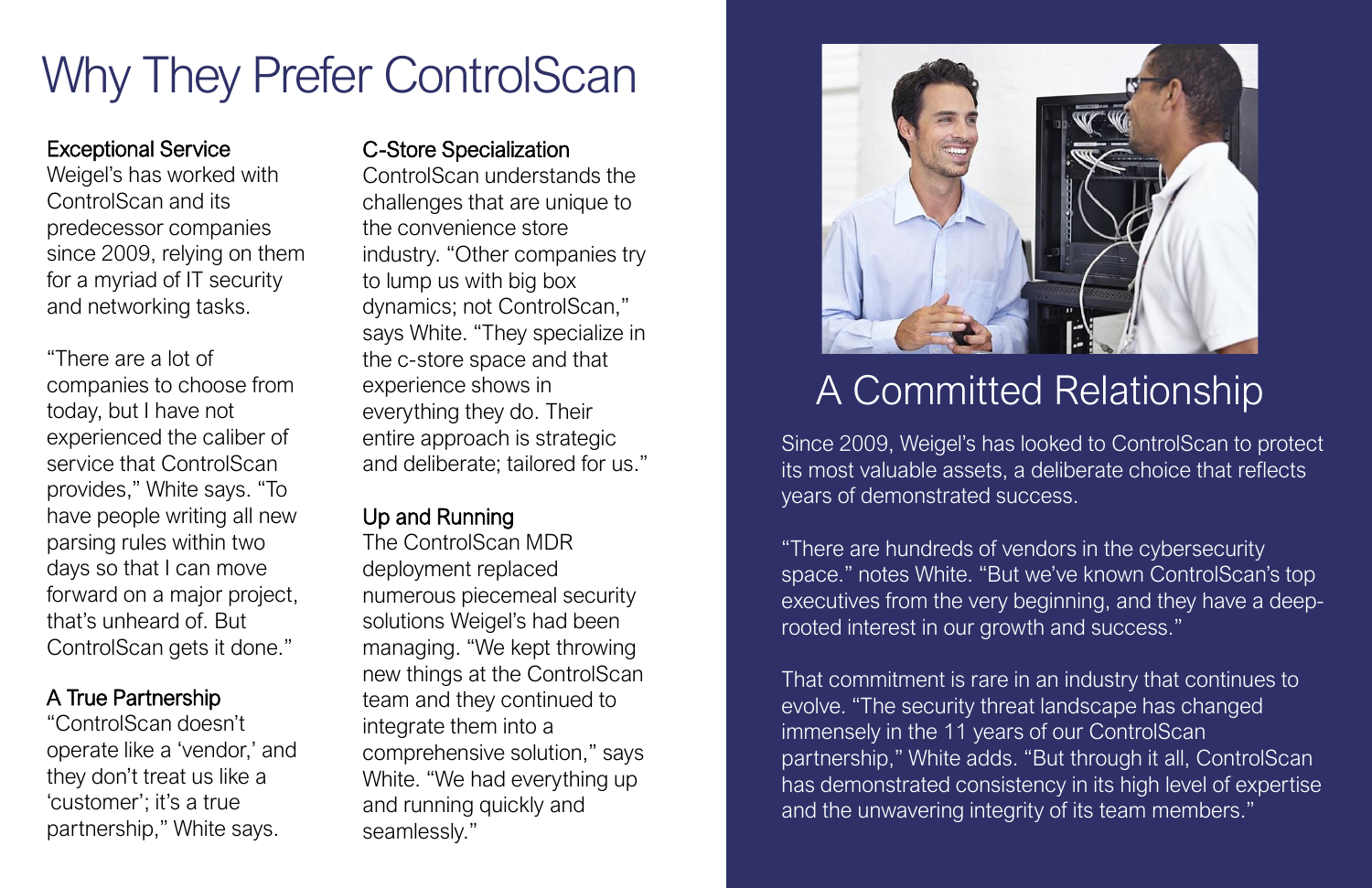# Why They Prefer ControlScan

### Exceptional Service

Weigel's has worked with ControlScan and its predecessor companies since 2009, relying on them for a myriad of IT security and networking tasks.

"There are a lot of companies to choose from today, but I have not experienced the caliber of service that ControlScan provides," White says. "To have people writing all new parsing rules within two days so that I can move forward on a major project, that's unheard of. But ControlScan gets it done."

### A True Partnership

"ControlScan doesn't operate like a 'vendor,' and they don't treat us like a 'customer'; it's a true partnership," White says.

### C-Store Specialization

ControlScan understands the challenges that are unique to the convenience store industry. "Other companies try to lump us with big box dynamics; not ControlScan," says White. "They specialize in the c-store space and that experience shows in everything they do. Their entire approach is strategic and deliberate; tailored for us."

### Up and Running

The ControlScan MDR deployment replaced numerous piecemeal security solutions Weigel's had been managing. "We kept throwing new things at the ControlScan team and they continued to integrate them into a comprehensive solution," says White. "We had everything up and running quickly and seamlessly."

## A Committed Relationship

Since 2009, Weigel's has looked to ControlScan to protect its most valuable assets, a deliberate choice that reflects years of demonstrated success.

"There are hundreds of vendors in the cybersecurity space." notes White. "But we've known ControlScan's top executives from the very beginning, and they have a deep-rooted interest in our growth and success."

That commitment is rare in an industry that continues to evolve. "The security threat landscape has changed immensely in the 11 years of our ControlScan partnership," White adds. "But through it all, ControlScan has demonstrated consistency in its high level of expertise and the unwavering integrity of its team members."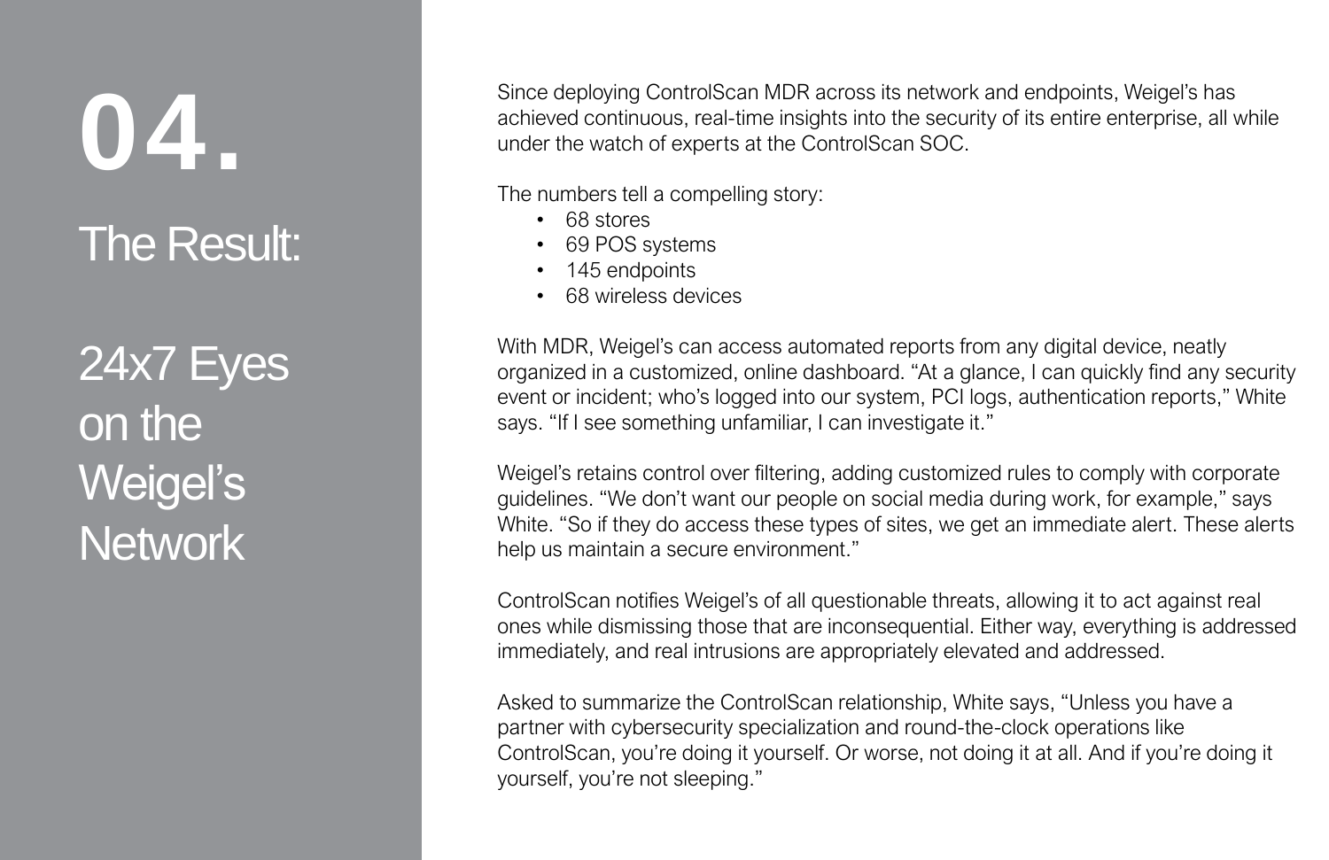# 04.

## The Result:

## 24x7 Eyes on the Weigel's Network

Since deploying ControlScan MDR across its network and endpoints, Weigel's has achieved continuous, real-time insights into the security of its entire enterprise, all while under the watch of experts at the ControlScan SOC.

The numbers tell a compelling story:

- 68 stores
- 69 POS systems
- 145 endpoints
- 68 wireless devices

With MDR, Weigel's can access automated reports from any digital device, neatly organized in a customized, online dashboard. "At a glance, I can quickly find any security event or incident; who's logged into our system, PCI logs, authentication reports," White says. "If I see something unfamiliar, I can investigate it."

Weigel's retains control over filtering, adding customized rules to comply with corporate guidelines. "We don't want our people on social media during work, for example," says White. "So if they do access these types of sites, we get an immediate alert. These alerts help us maintain a secure environment."

ControlScan notifies Weigel's of all questionable threats, allowing it to act against real ones while dismissing those that are inconsequential. Either way, everything is addressed immediately, and real intrusions are appropriately elevated and addressed.

Asked to summarize the ControlScan relationship, White says, "Unless you have a partner with cybersecurity specialization and round-the-clock operations like ControlScan, you're doing it yourself. Or worse, not doing it at all. And if you're doing it yourself, you're not sleeping."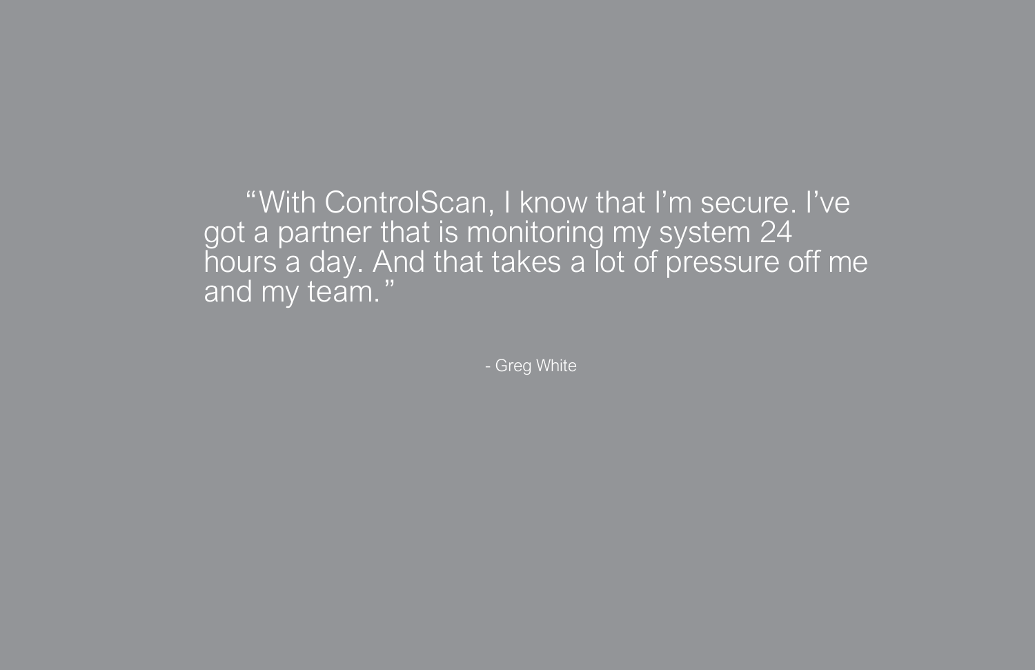"With ControlScan, I know that I'm secure. I've got a partner that is monitoring my system 24 hours a day. And that takes a lot of pressure off me and my team."

- Greg White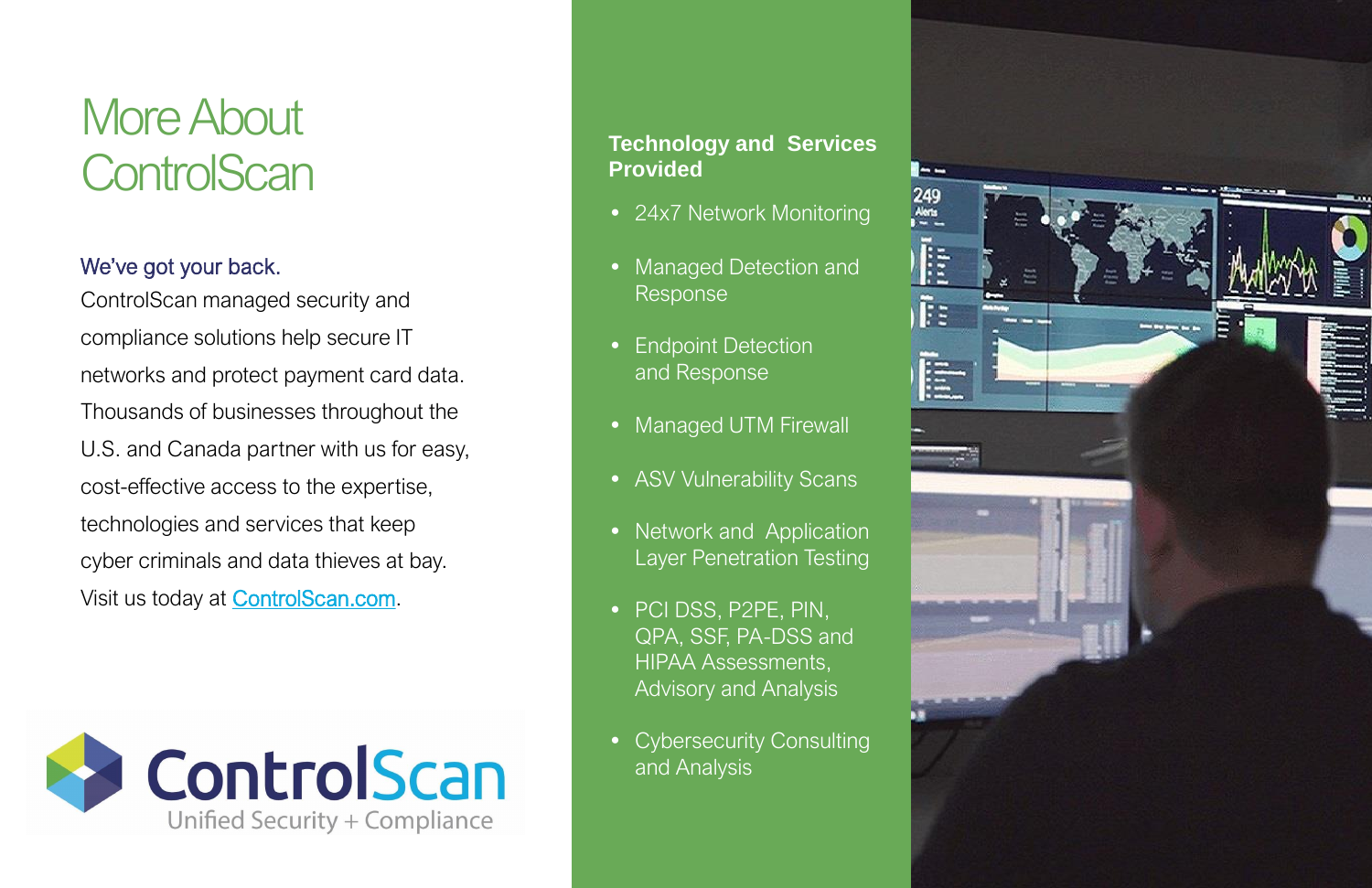# More About ControlScan

**We've got your back.**

ControlScan managed security and compliance solutions help secure IT networks and protect payment card data. Thousands of businesses throughout the U.S. and Canada partner with us for easy, cost-effective access to the expertise, technologies and services that keep cyber criminals and data thieves at bay. Visit us today at [ControlScan.com](https://ControlScan.com).

ControlScan
Unified Security + Compliance

### Technology and Services Provided

- 24x7 Network Monitoring
- Managed Detection and Response
- Endpoint Detection and Response
- Managed UTM Firewall
- ASV Vulnerability Scans
- Network and Application Layer Penetration Testing
- PCI DSS, P2PE, PIN, QPA, SSF, PA-DSS and HIPAA Assessments, Advisory and Analysis
- Cybersecurity Consulting and Analysis